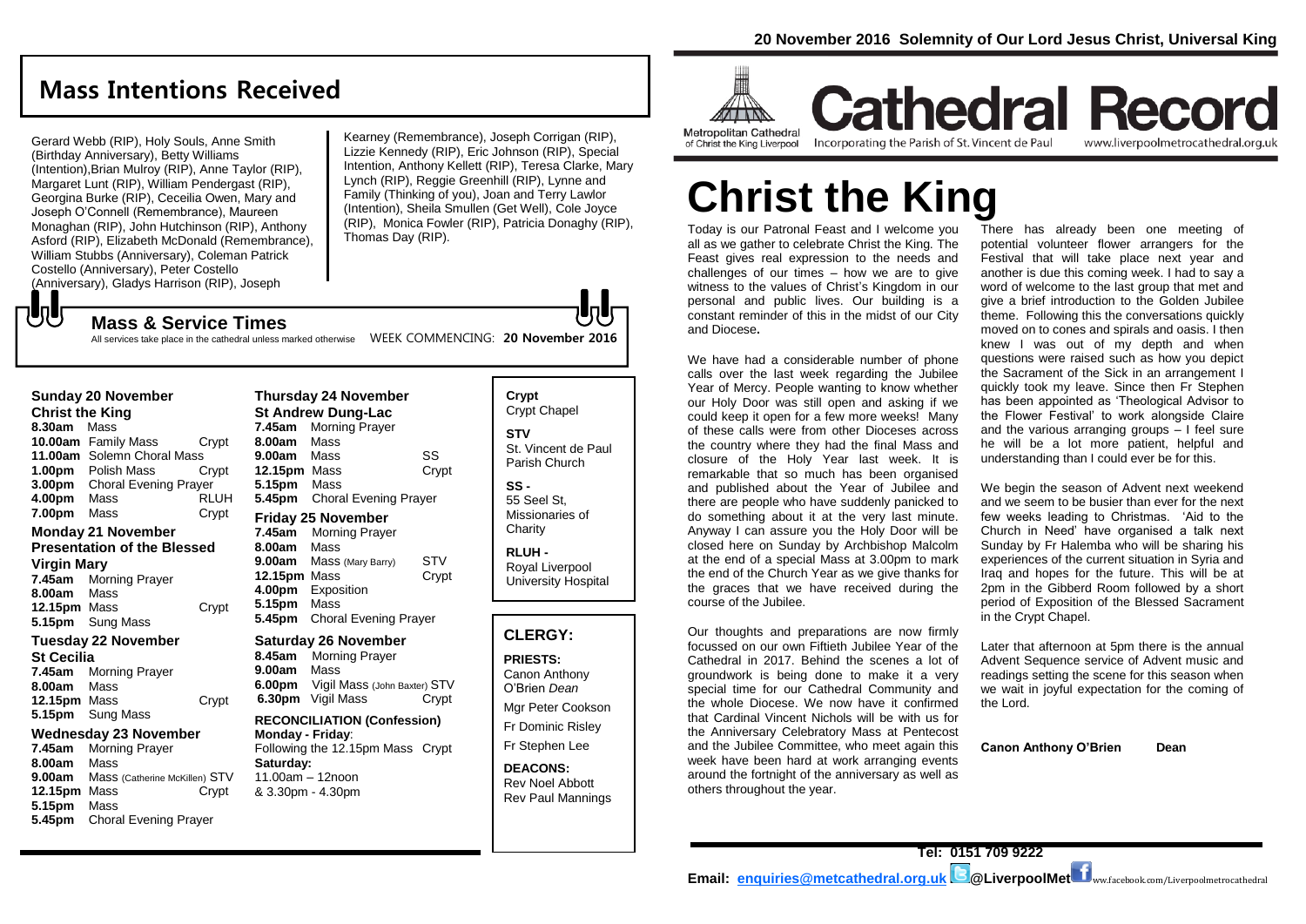20 November 2016 Solemnity of Our Lord Jesus Christ, Universal King

# Mass Intentions Received

Gerard Webb (RIP), Holy Souls, Anne Smith (Birthday Anniversary), Betty Williams (Intention),Brian Mulroy (RIP), Anne Taylor (RIP), Margaret Lunt (RIP), William Pendergast (RIP), Georgina Burke (RIP), Ceceilia Owen, Mary and Joseph O'Connell (Remembrance), Maureen Monaghan (RIP), John Hutchinson (RIP), Anthony Asford (RIP), Elizabeth McDonald (Remembrance), William Stubbs (Anniversary), Coleman Patrick Costello (Anniversary), Peter Costello (Anniversary), Gladys Harrison (RIP), Joseph Kearney (Remembrance), Joseph Corrigan (RIP), Lizzie Kennedy (RIP), Eric Johnson (RIP), Special Intention, Anthony Kellett (RIP), Teresa Clarke, Mary Lynch (RIP), Reggie Greenhill (RIP), Lynne and Family (Thinking of you), Joan and Terry Lawlor (Intention), Sheila Smullen (Get Well), Cole Joyce (RIP), Monica Fowler (RIP), Patricia Donaghy (RIP), Thomas Day (RIP).

## Mass & Service Times

All services take place in the cathedral unless marked otherwise WEEK COMMENCING: **20 November 2016**

### Sunday 20 November
**Christ the King**

**8.30am** Mass
**10.00am** Family Mass Crypt
**11.00am** Solemn Choral Mass
**1.00pm** Polish Mass Crypt
**3.00pm** Choral Evening Prayer
**4.00pm** Mass RLUH
**7.00pm** Mass Crypt

### Monday 21 November
**Presentation of the Blessed Virgin Mary**

**7.45am** Morning Prayer
**8.00am** Mass
**12.15pm** Mass Crypt
**5.15pm** Sung Mass

### Tuesday 22 November
**St Cecilia**

**7.45am** Morning Prayer
**8.00am** Mass
**12.15pm** Mass Crypt
**5.15pm** Sung Mass

### Wednesday 23 November

**7.45am** Morning Prayer
**8.00am** Mass
**9.00am** Mass (Catherine McKillen) STV
**12.15pm** Mass Crypt
**5.15pm** Mass
**5.45pm** Choral Evening Prayer

### Thursday 24 November
**St Andrew Dung-Lac**

**7.45am** Morning Prayer
**8.00am** Mass
**9.00am** Mass SS
**12.15pm** Mass Crypt
**5.15pm** Mass
**5.45pm** Choral Evening Prayer

### Friday 25 November

**7.45am** Morning Prayer
**8.00am** Mass
**9.00am** Mass (Mary Barry) STV
**12.15pm** Mass Crypt
**4.00pm** Exposition
**5.15pm** Mass
**5.45pm** Choral Evening Prayer

### Saturday 26 November

**8.45am** Morning Prayer
**9.00am** Mass
**6.00pm** Vigil Mass (John Baxter) STV
**6.30pm** Vigil Mass Crypt

**RECONCILIATION (Confession)**
**Monday - Friday**:
Following the 12.15pm Mass Crypt
**Saturday:**
11.00am – 12noon
& 3.30pm - 4.30pm

**Crypt**
Crypt Chapel

**STV**
St. Vincent de Paul Parish Church

**SS -**
55 Seel St, Missionaries of Charity

**RLUH -**
Royal Liverpool University Hospital

## CLERGY:

**PRIESTS:**
Canon Anthony O'Brien *Dean*
Mgr Peter Cookson
Fr Dominic Risley
Fr Stephen Lee

**DEACONS:**
Rev Noel Abbott
Rev Paul Mannings

Metropolitan Cathedral of Christ the King Liverpool

# Cathedral Record

Incorporating the Parish of St. Vincent de Paul www.liverpoolmetrocathedral.org.uk

# Christ the King

Today is our Patronal Feast and I welcome you all as we gather to celebrate Christ the King. The Feast gives real expression to the needs and challenges of our times – how we are to give witness to the values of Christ's Kingdom in our personal and public lives. Our building is a constant reminder of this in the midst of our City and Diocese**.**

We have had a considerable number of phone calls over the last week regarding the Jubilee Year of Mercy. People wanting to know whether our Holy Door was still open and asking if we could keep it open for a few more weeks! Many of these calls were from other Dioceses across the country where they had the final Mass and closure of the Holy Year last week. It is remarkable that so much has been organised and published about the Year of Jubilee and there are people who have suddenly panicked to do something about it at the very last minute. Anyway I can assure you the Holy Door will be closed here on Sunday by Archbishop Malcolm at the end of a special Mass at 3.00pm to mark the end of the Church Year as we give thanks for the graces that we have received during the course of the Jubilee.

Our thoughts and preparations are now firmly focussed on our own Fiftieth Jubilee Year of the Cathedral in 2017. Behind the scenes a lot of groundwork is being done to make it a very special time for our Cathedral Community and the whole Diocese. We now have it confirmed that Cardinal Vincent Nichols will be with us for the Anniversary Celebratory Mass at Pentecost and the Jubilee Committee, who meet again this week have been hard at work arranging events around the fortnight of the anniversary as well as others throughout the year.

There has already been one meeting of potential volunteer flower arrangers for the Festival that will take place next year and another is due this coming week. I had to say a word of welcome to the last group that met and give a brief introduction to the Golden Jubilee theme. Following this the conversations quickly moved on to cones and spirals and oasis. I then knew I was out of my depth and when questions were raised such as how you depict the Sacrament of the Sick in an arrangement I quickly took my leave. Since then Fr Stephen has been appointed as 'Theological Advisor to the Flower Festival' to work alongside Claire and the various arranging groups – I feel sure he will be a lot more patient, helpful and understanding than I could ever be for this.

We begin the season of Advent next weekend and we seem to be busier than ever for the next few weeks leading to Christmas. 'Aid to the Church in Need' have organised a talk next Sunday by Fr Halemba who will be sharing his experiences of the current situation in Syria and Iraq and hopes for the future. This will be at 2pm in the Gibberd Room followed by a short period of Exposition of the Blessed Sacrament in the Crypt Chapel.

Later that afternoon at 5pm there is the annual Advent Sequence service of Advent music and readings setting the scene for this season when we wait in joyful expectation for the coming of the Lord.

**Canon Anthony O'Brien Dean**

**Tel: 0151 709 9222**
**Email: enquiries@metcathedral.org.uk @LiverpoolMet** ww.facebook.com/Liverpoolmetrocathedral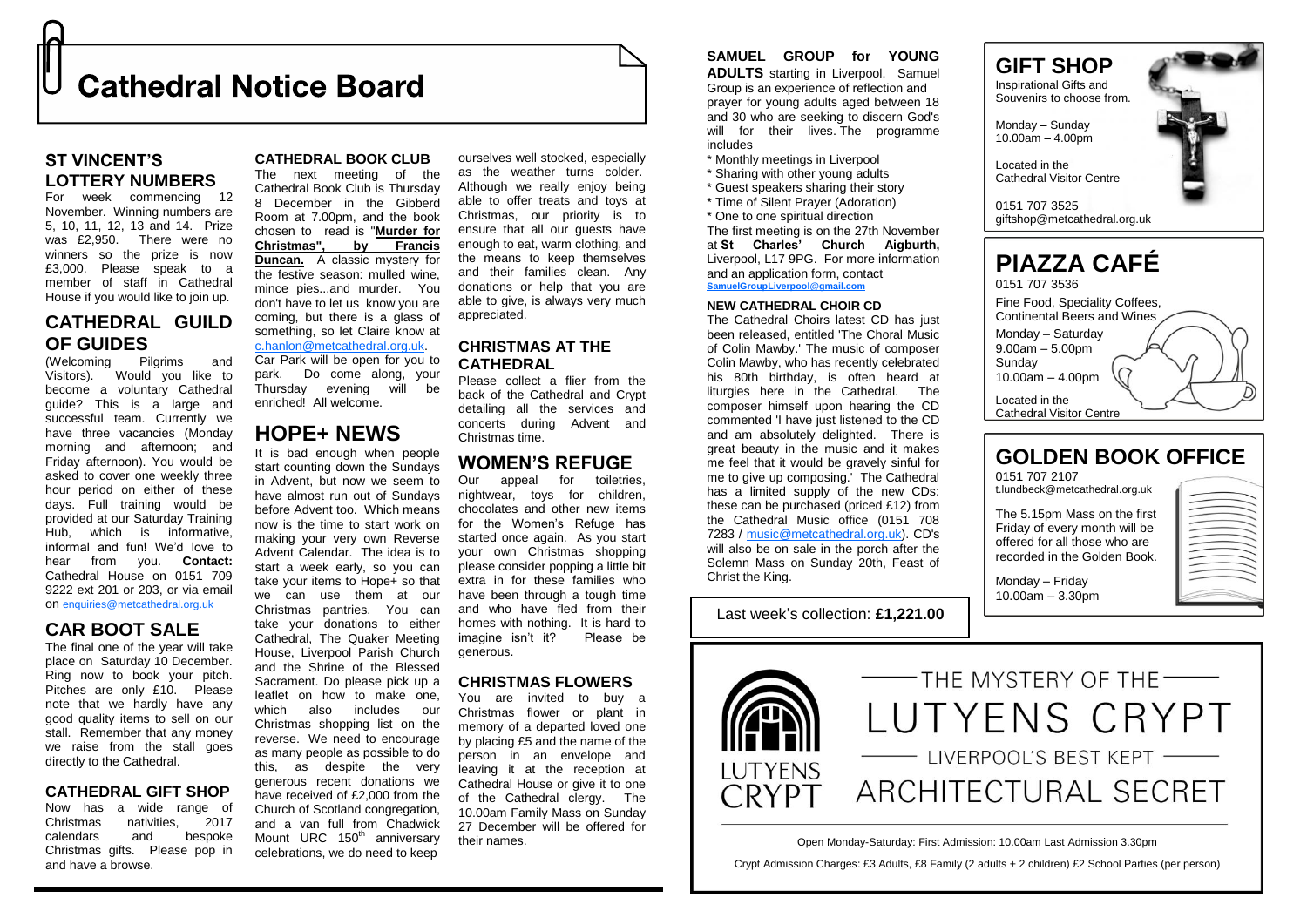# Cathedral Notice Board

## ST VINCENT'S LOTTERY NUMBERS

For week commencing 12 November. Winning numbers are 5, 10, 11, 12, 13 and 14. Prize was £2,950. There were no winners so the prize is now £3,000. Please speak to a member of staff in Cathedral House if you would like to join up.

## CATHEDRAL GUILD OF GUIDES

(Welcoming Pilgrims and Visitors). Would you like to become a voluntary Cathedral guide? This is a large and successful team. Currently we have three vacancies (Monday morning and afternoon; and Friday afternoon). You would be asked to cover one weekly three hour period on either of these days. Full training would be provided at our Saturday Training Hub, which is informative, informal and fun! We'd love to hear from you. **Contact:** Cathedral House on 0151 709 9222 ext 201 or 203, or via email on enquiries@metcathedral.org.uk

## CAR BOOT SALE

The final one of the year will take place on Saturday 10 December. Ring now to book your pitch. Pitches are only £10. Please note that we hardly have any good quality items to sell on our stall. Remember that any money we raise from the stall goes directly to the Cathedral.

### CATHEDRAL GIFT SHOP

Now has a wide range of Christmas nativities, 2017 calendars and bespoke Christmas gifts. Please pop in and have a browse.

### CATHEDRAL BOOK CLUB

The next meeting of the Cathedral Book Club is Thursday 8 December in the Gibberd Room at 7.00pm, and the book chosen to read is "**Murder for Christmas", by Francis Duncan.** A classic mystery for the festive season: mulled wine, mince pies...and murder. You don't have to let us know you are coming, but there is a glass of something, so let Claire know at c.hanlon@metcathedral.org.uk. Car Park will be open for you to park. Do come along, your Thursday evening will be enriched! All welcome.

## HOPE+ NEWS

It is bad enough when people start counting down the Sundays in Advent, but now we seem to have almost run out of Sundays before Advent too. Which means now is the time to start work on making your very own Reverse Advent Calendar. The idea is to start a week early, so you can take your items to Hope+ so that we can use them at our Christmas pantries. You can take your donations to either Cathedral, The Quaker Meeting House, Liverpool Parish Church and the Shrine of the Blessed Sacrament. Do please pick up a leaflet on how to make one, which also includes our Christmas shopping list on the reverse. We need to encourage as many people as possible to do this, as despite the very generous recent donations we have received of £2,000 from the Church of Scotland congregation, and a van full from Chadwick Mount URC 150th anniversary celebrations, we do need to keep ourselves well stocked, especially as the weather turns colder. Although we really enjoy being able to offer treats and toys at Christmas, our priority is to ensure that all our guests have enough to eat, warm clothing, and the means to keep themselves and their families clean. Any donations or help that you are able to give, is always very much appreciated.

### CHRISTMAS AT THE CATHEDRAL

Please collect a flier from the back of the Cathedral and Crypt detailing all the services and concerts during Advent and Christmas time.

## WOMEN'S REFUGE

Our appeal for toiletries, nightwear, toys for children, chocolates and other new items for the Women's Refuge has started once again. As you start your own Christmas shopping please consider popping a little bit extra in for these families who have been through a tough time and who have fled from their homes with nothing. It is hard to imagine isn't it? Please be generous.

### CHRISTMAS FLOWERS

You are invited to buy a Christmas flower or plant in memory of a departed loved one by placing £5 and the name of the person in an envelope and leaving it at the reception at Cathedral House or give it to one of the Cathedral clergy. The 10.00am Family Mass on Sunday 27 December will be offered for their names.

### SAMUEL GROUP for YOUNG ADULTS

starting in Liverpool. Samuel Group is an experience of reflection and prayer for young adults aged between 18 and 30 who are seeking to discern God's will for their lives. The programme includes

- Monthly meetings in Liverpool
- Sharing with other young adults
- Guest speakers sharing their story
- Time of Silent Prayer (Adoration)
- One to one spiritual direction

The first meeting is on the 27th November at **St Charles' Church Aigburth,** Liverpool, L17 9PG. For more information and an application form, contact **SamuelGroupLiverpool@gmail.com**

### NEW CATHEDRAL CHOIR CD

The Cathedral Choirs latest CD has just been released, entitled 'The Choral Music of Colin Mawby.' The music of composer Colin Mawby, who has recently celebrated his 80th birthday, is often heard at liturgies here in the Cathedral. The composer himself upon hearing the CD commented 'I have just listened to the CD and am absolutely delighted. There is great beauty in the music and it makes me feel that it would be gravely sinful for me to give up composing.' The Cathedral has a limited supply of the new CDs: these can be purchased (priced £12) from the Cathedral Music office (0151 708 7283 / music@metcathedral.org.uk). CD's will also be on sale in the porch after the Solemn Mass on Sunday 20th, Feast of Christ the King.

Last week's collection: **£1,221.00**

## GIFT SHOP

Inspirational Gifts and Souvenirs to choose from.

Monday – Sunday
10.00am – 4.00pm

Located in the Cathedral Visitor Centre

0151 707 3525
giftshop@metcathedral.org.uk

## PIAZZA CAFÉ

0151 707 3536

Fine Food, Speciality Coffees, Continental Beers and Wines

Monday – Saturday
9.00am – 5.00pm
Sunday
10.00am – 4.00pm

Located in the Cathedral Visitor Centre

## GOLDEN BOOK OFFICE

0151 707 2107
t.lundbeck@metcathedral.org.uk

The 5.15pm Mass on the first Friday of every month will be offered for all those who are recorded in the Golden Book.

Monday – Friday
10.00am – 3.30pm

LUTYENS CRYPT

THE MYSTERY OF THE LUTYENS CRYPT
LIVERPOOL'S BEST KEPT ARCHITECTURAL SECRET

Open Monday-Saturday: First Admission: 10.00am Last Admission 3.30pm

Crypt Admission Charges: £3 Adults, £8 Family (2 adults + 2 children) £2 School Parties (per person)